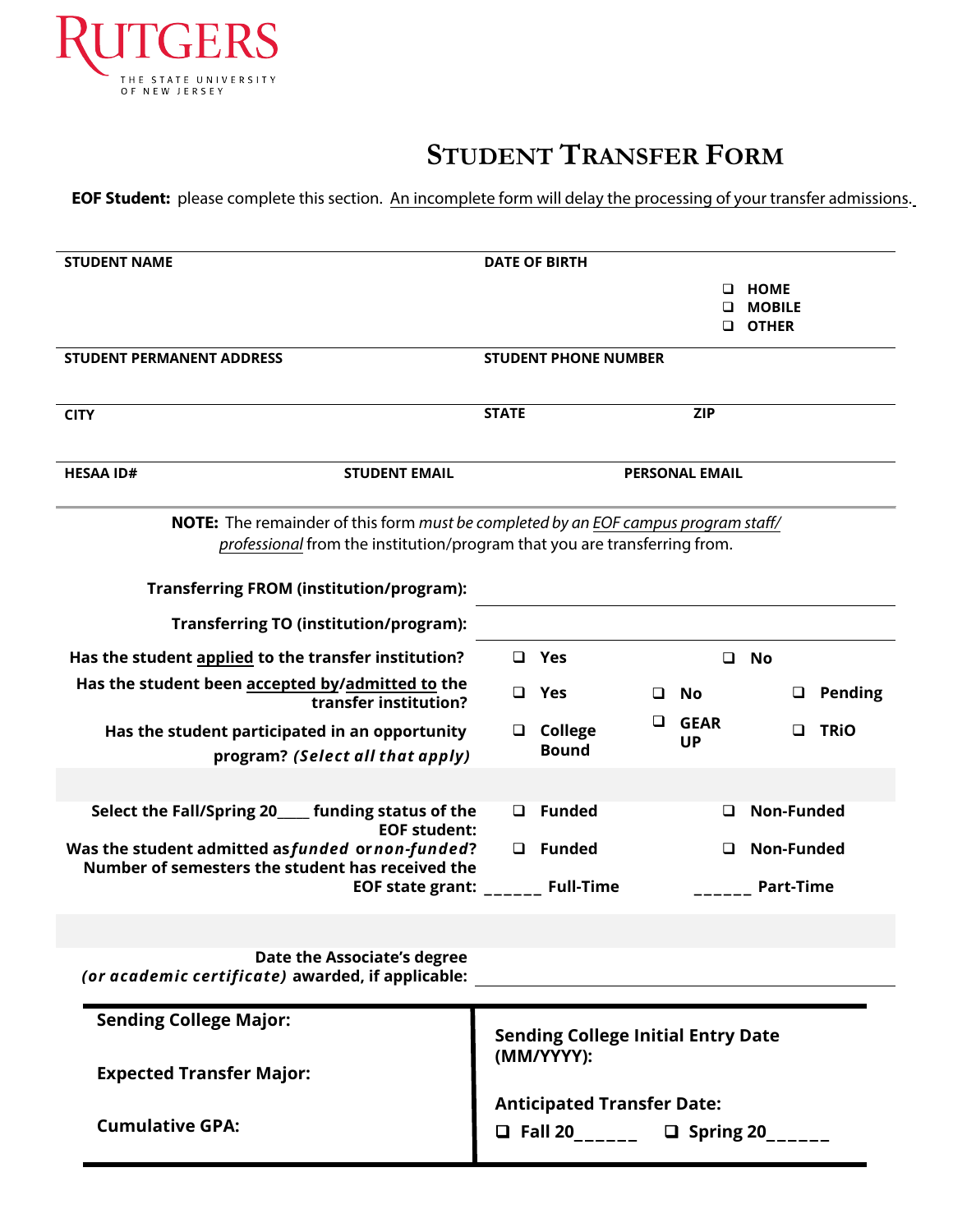RUTGERS
THE STATE UNIVERSITY OF NEW JERSEY

# STUDENT TRANSFER FORM

**EOF Student:** please complete this section. An incomplete form will delay the processing of your transfer admissions.

| **STUDENT NAME** | **DATE OF BIRTH** | |
|---|---|---|
| **STUDENT PERMANENT ADDRESS** | **STUDENT PHONE NUMBER** | ❑ **HOME** ❑ **MOBILE** ❑ **OTHER** |
| **CITY** | **STATE** | **ZIP** |
| **HESAA ID#** **STUDENT EMAIL** | **PERSONAL EMAIL** | |

**NOTE:** The remainder of this form *must be completed by an EOF campus program staff/ professional* from the institution/program that you are transferring from.

**Transferring FROM (institution/program):** ______________________________

**Transferring TO (institution/program):** ______________________________

**Has the student applied to the transfer institution?** ❑ **Yes** ❑ **No**

**Has the student been accepted by/admitted to the transfer institution?** ❑ **Yes** ❑ **No** ❑ **Pending**

**Has the student participated in an opportunity program? *(Select all that apply)*** ❑ **College Bound** ❑ **GEAR UP** ❑ **TRiO**

**Select the Fall/Spring 20____ funding status of the EOF student:** ❑ **Funded** ❑ **Non-Funded**

**Was the student admitted as *funded* or *non-funded*?** ❑ **Funded** ❑ **Non-Funded**

**Number of semesters the student has received the EOF state grant:** ______ **Full-Time** ______ **Part-Time**

**Date the Associate's degree *(or academic certificate)* awarded, if applicable:** ______________________________

| | |
|---|---|
| **Sending College Major:** | **Sending College Initial Entry Date (MM/YYYY):** |
| **Expected Transfer Major:** | **Anticipated Transfer Date:** |
| **Cumulative GPA:** | ❑ **Fall 20______** ❑ **Spring 20______** |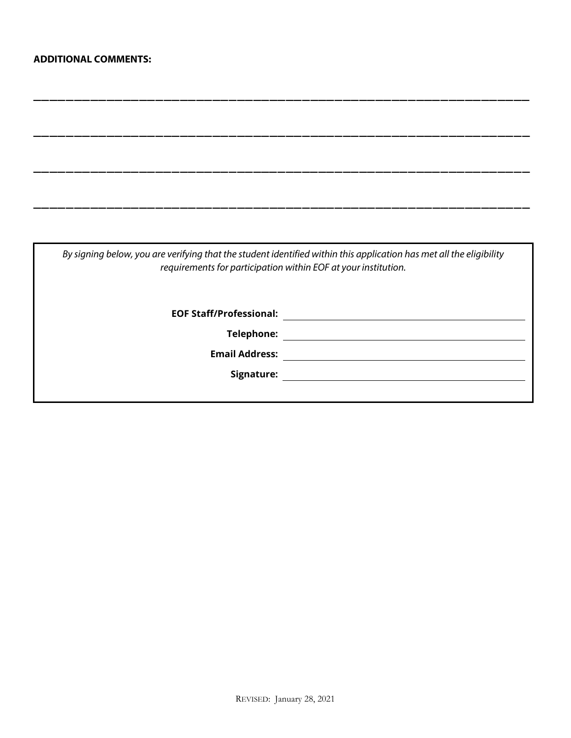**ADDITIONAL COMMENTS:**

\_\_\_\_\_\_\_\_\_\_\_\_\_\_\_\_\_\_\_\_\_\_\_\_\_\_\_\_\_\_\_\_\_\_\_\_\_\_\_\_\_\_\_\_\_\_\_\_\_\_\_\_\_\_\_\_\_\_\_\_\_\_\_\_\_\_\_\_\_\_\_\_\_\_\_\_\_\_

\_\_\_\_\_\_\_\_\_\_\_\_\_\_\_\_\_\_\_\_\_\_\_\_\_\_\_\_\_\_\_\_\_\_\_\_\_\_\_\_\_\_\_\_\_\_\_\_\_\_\_\_\_\_\_\_\_\_\_\_\_\_\_\_\_\_\_\_\_\_\_\_\_\_\_\_\_\_

\_\_\_\_\_\_\_\_\_\_\_\_\_\_\_\_\_\_\_\_\_\_\_\_\_\_\_\_\_\_\_\_\_\_\_\_\_\_\_\_\_\_\_\_\_\_\_\_\_\_\_\_\_\_\_\_\_\_\_\_\_\_\_\_\_\_\_\_\_\_\_\_\_\_\_\_\_\_

\_\_\_\_\_\_\_\_\_\_\_\_\_\_\_\_\_\_\_\_\_\_\_\_\_\_\_\_\_\_\_\_\_\_\_\_\_\_\_\_\_\_\_\_\_\_\_\_\_\_\_\_\_\_\_\_\_\_\_\_\_\_\_\_\_\_\_\_\_\_\_\_\_\_\_\_\_\_

*By signing below, you are verifying that the student identified within this application has met all the eligibility requirements for participation within EOF at your institution.*

**EOF Staff/Professional:** \_\_\_\_\_\_\_\_\_\_\_\_\_\_\_\_\_\_\_\_\_\_\_\_\_\_\_\_\_\_\_\_\_\_\_\_\_\_\_\_

**Telephone:** \_\_\_\_\_\_\_\_\_\_\_\_\_\_\_\_\_\_\_\_\_\_\_\_\_\_\_\_\_\_\_\_\_\_\_\_\_\_\_\_

**Email Address:** \_\_\_\_\_\_\_\_\_\_\_\_\_\_\_\_\_\_\_\_\_\_\_\_\_\_\_\_\_\_\_\_\_\_\_\_\_\_\_\_

**Signature:** \_\_\_\_\_\_\_\_\_\_\_\_\_\_\_\_\_\_\_\_\_\_\_\_\_\_\_\_\_\_\_\_\_\_\_\_\_\_\_\_

REVISED: January 28, 2021